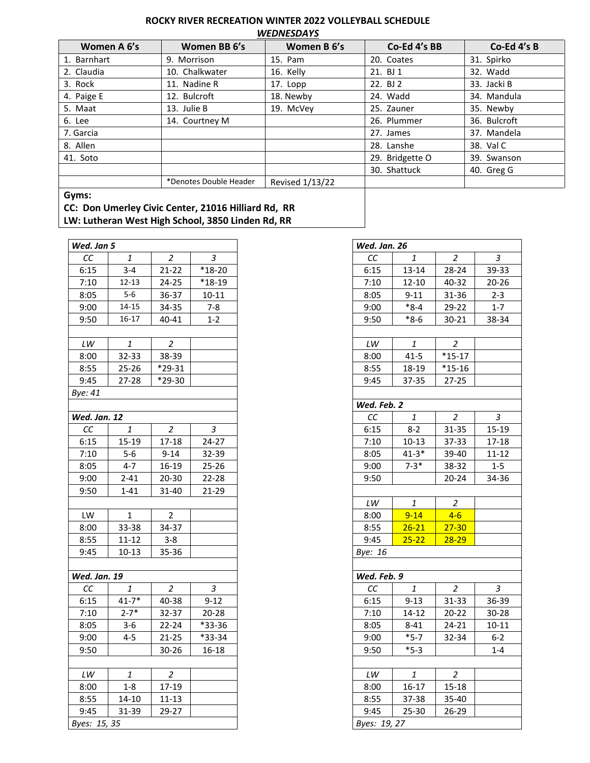# ROCKY RIVER RECREATION WINTER 2022 VOLLEYBALL SCHEDULE

## *WEDNESDAYS*

| Women A 6's | Women BB 6's | Women B 6's | Co-Ed 4's BB | Co-Ed 4's B |
|---|---|---|---|---|
| 1. Barnhart | 9. Morrison | 15. Pam | 20. Coates | 31. Spirko |
| 2. Claudia | 10. Chalkwater | 16. Kelly | 21. BJ 1 | 32. Wadd |
| 3. Rock | 11. Nadine R | 17. Lopp | 22. BJ 2 | 33. Jacki B |
| 4. Paige E | 12. Bulcroft | 18. Newby | 24. Wadd | 34. Mandula |
| 5. Maat | 13. Julie B | 19. McVey | 25. Zauner | 35. Newby |
| 6. Lee | 14. Courtney M | | 26. Plummer | 36. Bulcroft |
| 7. Garcia | | | 27. James | 37. Mandela |
| 8. Allen | | | 28. Lanshe | 38. Val C |
| 41. Soto | | | 29. Bridgette O | 39. Swanson |
| | | | 30. Shattuck | 40. Greg G |
| | *Denotes Double Header | Revised 1/13/22 | | |

**Gyms:**

**CC: Don Umerley Civic Center, 21016 Hilliard Rd, RR**

**LW: Lutheran West High School, 3850 Linden Rd, RR**

| *Wed. Jan 5* | | | |
|---|---|---|---|
| *CC* | *1* | *2* | *3* |
| 6:15 | 3-4 | 21-22 | *18-20 |
| 7:10 | 12-13 | 24-25 | *18-19 |
| 8:05 | 5-6 | 36-37 | 10-11 |
| 9:00 | 14-15 | 34-35 | 7-8 |
| 9:50 | 16-17 | 40-41 | 1-2 |
| *LW* | *1* | *2* | |
| 8:00 | 32-33 | 38-39 | |
| 8:55 | 25-26 | *29-31 | |
| 9:45 | 27-28 | *29-30 | |
| *Bye: 41* | | | |

| *Wed. Jan. 12* | | | |
|---|---|---|---|
| *CC* | *1* | *2* | *3* |
| 6:15 | 15-19 | 17-18 | 24-27 |
| 7:10 | 5-6 | 9-14 | 32-39 |
| 8:05 | 4-7 | 16-19 | 25-26 |
| 9:00 | 2-41 | 20-30 | 22-28 |
| 9:50 | 1-41 | 31-40 | 21-29 |
| LW | 1 | 2 | |
| 8:00 | 33-38 | 34-37 | |
| 8:55 | 11-12 | 3-8 | |
| 9:45 | 10-13 | 35-36 | |

| *Wed. Jan. 19* | | | |
|---|---|---|---|
| *CC* | *1* | *2* | *3* |
| 6:15 | 41-7* | 40-38 | 9-12 |
| 7:10 | 2-7* | 32-37 | 20-28 |
| 8:05 | 3-6 | 22-24 | *33-36 |
| 9:00 | 4-5 | 21-25 | *33-34 |
| 9:50 | | 30-26 | 16-18 |
| *LW* | *1* | *2* | |
| 8:00 | 1-8 | 17-19 | |
| 8:55 | 14-10 | 11-13 | |
| 9:45 | 31-39 | 29-27 | |
| *Byes: 15, 35* | | | |

| *Wed. Jan. 26* | | | |
|---|---|---|---|
| *CC* | *1* | *2* | *3* |
| 6:15 | 13-14 | 28-24 | 39-33 |
| 7:10 | 12-10 | 40-32 | 20-26 |
| 8:05 | 9-11 | 31-36 | 2-3 |
| 9:00 | *8-4 | 29-22 | 1-7 |
| 9:50 | *8-6 | 30-21 | 38-34 |
| *LW* | *1* | *2* | |
| 8:00 | 41-5 | *15-17 | |
| 8:55 | 18-19 | *15-16 | |
| 9:45 | 37-35 | 27-25 | |

| *Wed. Feb. 2* | | | |
|---|---|---|---|
| *CC* | *1* | *2* | *3* |
| 6:15 | 8-2 | 31-35 | 15-19 |
| 7:10 | 10-13 | 37-33 | 17-18 |
| 8:05 | 41-3* | 39-40 | 11-12 |
| 9:00 | 7-3* | 38-32 | 1-5 |
| 9:50 | | 20-24 | 34-36 |
| *LW* | *1* | *2* | |
| 8:00 | 9-14 | 4-6 | |
| 8:55 | 26-21 | 27-30 | |
| 9:45 | 25-22 | 28-29 | |
| *Bye: 16* | | | |

| *Wed. Feb. 9* | | | |
|---|---|---|---|
| *CC* | *1* | *2* | *3* |
| 6:15 | 9-13 | 31-33 | 36-39 |
| 7:10 | 14-12 | 20-22 | 30-28 |
| 8:05 | 8-41 | 24-21 | 10-11 |
| 9:00 | *5-7 | 32-34 | 6-2 |
| 9:50 | *5-3 | | 1-4 |
| *LW* | *1* | *2* | |
| 8:00 | 16-17 | 15-18 | |
| 8:55 | 37-38 | 35-40 | |
| 9:45 | 25-30 | 26-29 | |
| *Byes: 19, 27* | | | |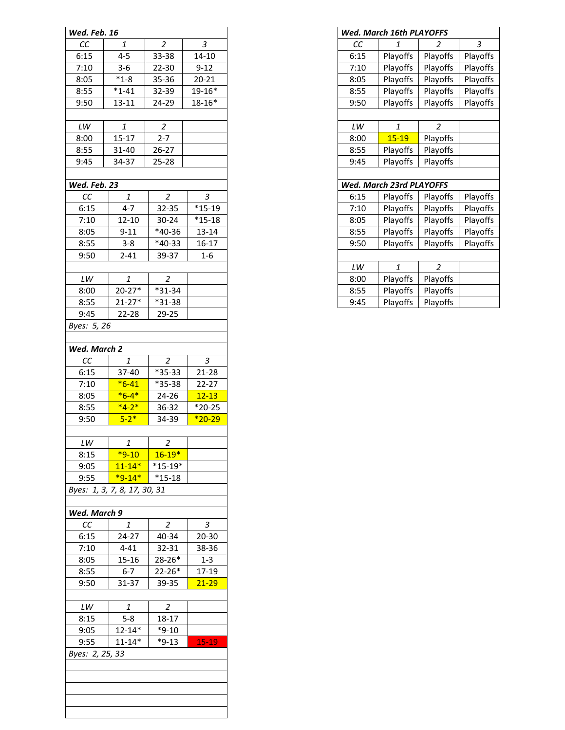| *Wed. Feb. 16* | | | |
|---|---|---|---|
| *CC* | *1* | *2* | *3* |
| 6:15 | 4-5 | 33-38 | 14-10 |
| 7:10 | 3-6 | 22-30 | 9-12 |
| 8:05 | *1-8 | 35-36 | 20-21 |
| 8:55 | *1-41 | 32-39 | 19-16* |
| 9:50 | 13-11 | 24-29 | 18-16* |
| | | | |
| *LW* | *1* | *2* | |
| 8:00 | 15-17 | 2-7 | |
| 8:55 | 31-40 | 26-27 | |
| 9:45 | 34-37 | 25-28 | |

| *Wed. Feb. 23* | | | |
|---|---|---|---|
| *CC* | *1* | *2* | *3* |
| 6:15 | 4-7 | 32-35 | *15-19 |
| 7:10 | 12-10 | 30-24 | *15-18 |
| 8:05 | 9-11 | *40-36 | 13-14 |
| 8:55 | 3-8 | *40-33 | 16-17 |
| 9:50 | 2-41 | 39-37 | 1-6 |
| | | | |
| *LW* | *1* | *2* | |
| 8:00 | 20-27* | *31-34 | |
| 8:55 | 21-27* | *31-38 | |
| 9:45 | 22-28 | 29-25 | |

*Byes: 5, 26*

| *Wed. March 2* | | | |
|---|---|---|---|
| *CC* | *1* | *2* | *3* |
| 6:15 | 37-40 | *35-33 | 21-28 |
| 7:10 | *6-41 | *35-38 | 22-27 |
| 8:05 | *6-4* | 24-26 | 12-13 |
| 8:55 | *4-2* | 36-32 | *20-25 |
| 9:50 | 5-2* | 34-39 | *20-29 |
| | | | |
| *LW* | *1* | *2* | |
| 8:15 | *9-10 | 16-19* | |
| 9:05 | 11-14* | *15-19* | |
| 9:55 | *9-14* | *15-18 | |

*Byes: 1, 3, 7, 8, 17, 30, 31*

| *Wed. March 9* | | | |
|---|---|---|---|
| *CC* | *1* | *2* | *3* |
| 6:15 | 24-27 | 40-34 | 20-30 |
| 7:10 | 4-41 | 32-31 | 38-36 |
| 8:05 | 15-16 | 28-26* | 1-3 |
| 8:55 | 6-7 | 22-26* | 17-19 |
| 9:50 | 31-37 | 39-35 | 21-29 |
| | | | |
| *LW* | *1* | *2* | |
| 8:15 | 5-8 | 18-17 | |
| 9:05 | 12-14* | *9-10 | |
| 9:55 | 11-14* | *9-13 | 15-19 |

*Byes: 2, 25, 33*

| *Wed. March 16th PLAYOFFS* | | | |
|---|---|---|---|
| *CC* | *1* | *2* | *3* |
| 6:15 | Playoffs | Playoffs | Playoffs |
| 7:10 | Playoffs | Playoffs | Playoffs |
| 8:05 | Playoffs | Playoffs | Playoffs |
| 8:55 | Playoffs | Playoffs | Playoffs |
| 9:50 | Playoffs | Playoffs | Playoffs |
| | | | |
| *LW* | *1* | *2* | |
| 8:00 | 15-19 | Playoffs | |
| 8:55 | Playoffs | Playoffs | |
| 9:45 | Playoffs | Playoffs | |

| *Wed. March 23rd PLAYOFFS* | | | |
|---|---|---|---|
| 6:15 | Playoffs | Playoffs | Playoffs |
| 7:10 | Playoffs | Playoffs | Playoffs |
| 8:05 | Playoffs | Playoffs | Playoffs |
| 8:55 | Playoffs | Playoffs | Playoffs |
| 9:50 | Playoffs | Playoffs | Playoffs |
| | | | |
| *LW* | *1* | *2* | |
| 8:00 | Playoffs | Playoffs | |
| 8:55 | Playoffs | Playoffs | |
| 9:45 | Playoffs | Playoffs | |